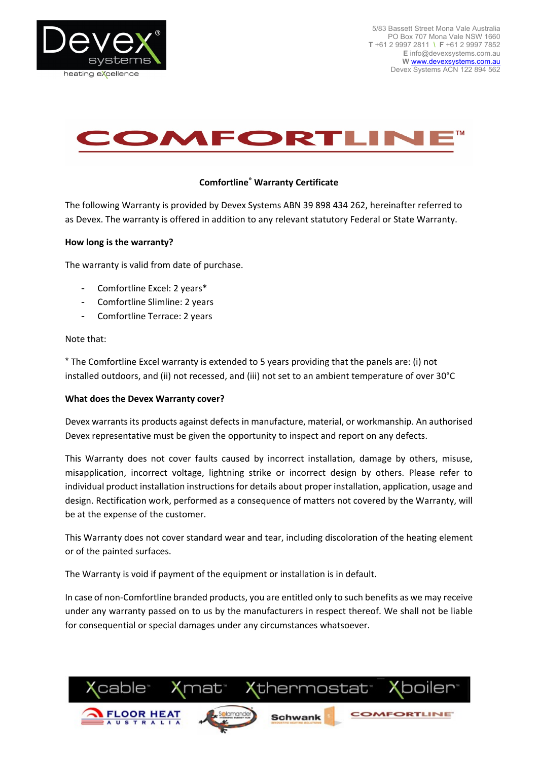5/83 Bassett Street Mona Vale Australia
PO Box 707 Mona Vale NSW 1660
**T** +61 2 9997 2811 \ **F** +61 2 9997 7852
**E** info@devexsystems.com.au
**W** www.devexsystems.com.au
Devex Systems ACN 122 894 562

# COMFORTLINE™

**Comfortline® Warranty Certificate**

The following Warranty is provided by Devex Systems ABN 39 898 434 262, hereinafter referred to as Devex. The warranty is offered in addition to any relevant statutory Federal or State Warranty.

**How long is the warranty?**

The warranty is valid from date of purchase.

- Comfortline Excel: 2 years*
- Comfortline Slimline: 2 years
- Comfortline Terrace: 2 years

Note that:

* The Comfortline Excel warranty is extended to 5 years providing that the panels are: (i) not installed outdoors, and (ii) not recessed, and (iii) not set to an ambient temperature of over 30°C

**What does the Devex Warranty cover?**

Devex warrants its products against defects in manufacture, material, or workmanship. An authorised Devex representative must be given the opportunity to inspect and report on any defects.

This Warranty does not cover faults caused by incorrect installation, damage by others, misuse, misapplication, incorrect voltage, lightning strike or incorrect design by others. Please refer to individual product installation instructions for details about proper installation, application, usage and design. Rectification work, performed as a consequence of matters not covered by the Warranty, will be at the expense of the customer.

This Warranty does not cover standard wear and tear, including discoloration of the heating element or of the painted surfaces.

The Warranty is void if payment of the equipment or installation is in default.

In case of non-Comfortline branded products, you are entitled only to such benefits as we may receive under any warranty passed on to us by the manufacturers in respect thereof. We shall not be liable for consequential or special damages under any circumstances whatsoever.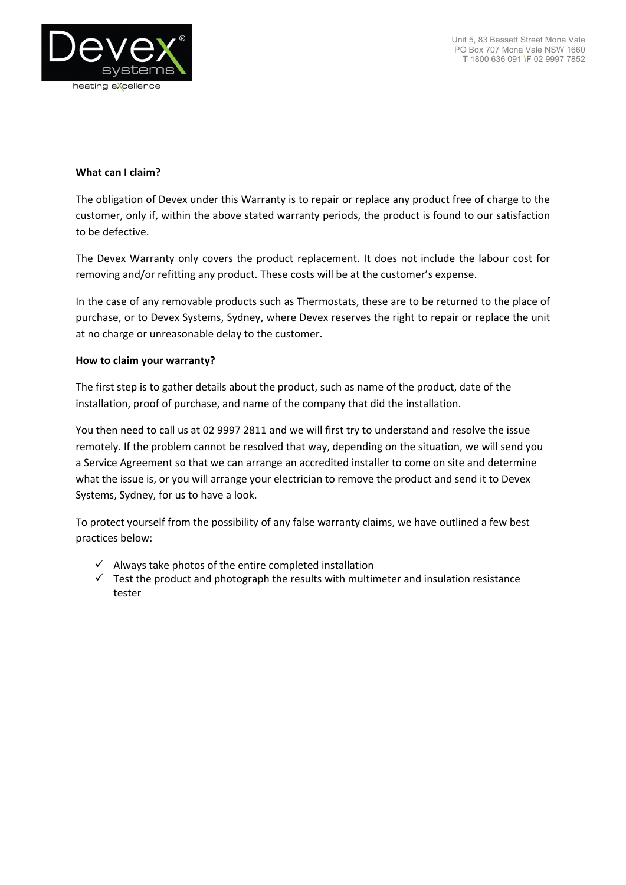**What can I claim?**

The obligation of Devex under this Warranty is to repair or replace any product free of charge to the customer, only if, within the above stated warranty periods, the product is found to our satisfaction to be defective.

The Devex Warranty only covers the product replacement. It does not include the labour cost for removing and/or refitting any product. These costs will be at the customer's expense.

In the case of any removable products such as Thermostats, these are to be returned to the place of purchase, or to Devex Systems, Sydney, where Devex reserves the right to repair or replace the unit at no charge or unreasonable delay to the customer.

**How to claim your warranty?**

The first step is to gather details about the product, such as name of the product, date of the installation, proof of purchase, and name of the company that did the installation.

You then need to call us at 02 9997 2811 and we will first try to understand and resolve the issue remotely. If the problem cannot be resolved that way, depending on the situation, we will send you a Service Agreement so that we can arrange an accredited installer to come on site and determine what the issue is, or you will arrange your electrician to remove the product and send it to Devex Systems, Sydney, for us to have a look.

To protect yourself from the possibility of any false warranty claims, we have outlined a few best practices below:

- ✓ Always take photos of the entire completed installation
- ✓ Test the product and photograph the results with multimeter and insulation resistance tester